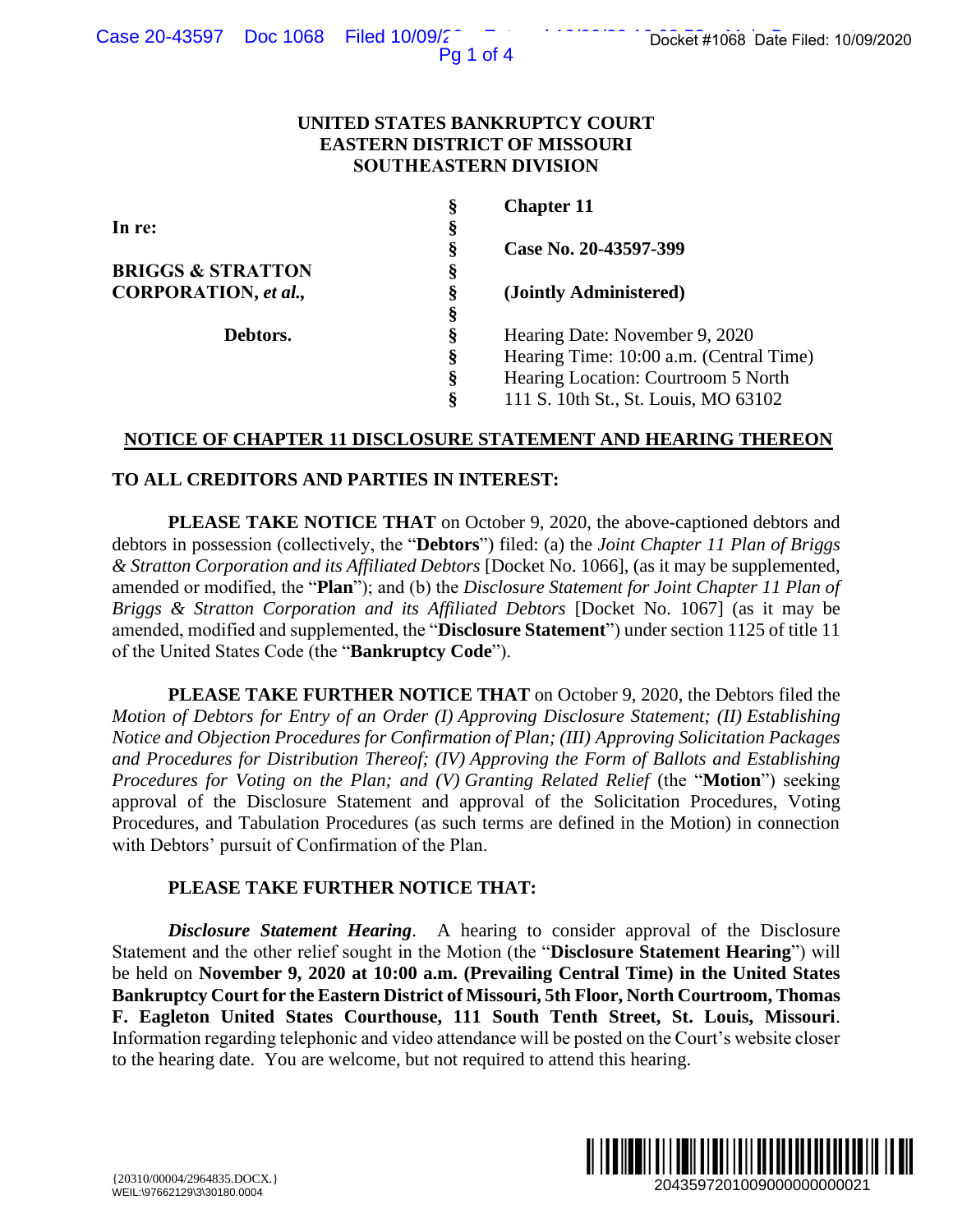**UNITED STATES BANKRUPTCY COURT**
**EASTERN DISTRICT OF MISSOURI**
**SOUTHEASTERN DIVISION**

| | | |
|---|---|---|
| **In re:** | § | **Chapter 11** |
| | § | |
| **BRIGGS & STRATTON CORPORATION, *et al.*,** | § | **Case No. 20-43597-399** |
| | § | |
| **Debtors.** | § | **(Jointly Administered)** |
| | § | |
| | § | Hearing Date: November 9, 2020 |
| | § | Hearing Time: 10:00 a.m. (Central Time) |
| | § | Hearing Location: Courtroom 5 North |
| | § | 111 S. 10th St., St. Louis, MO 63102 |

**NOTICE OF CHAPTER 11 DISCLOSURE STATEMENT AND HEARING THEREON**

**TO ALL CREDITORS AND PARTIES IN INTEREST:**

**PLEASE TAKE NOTICE THAT** on October 9, 2020, the above-captioned debtors and debtors in possession (collectively, the "**Debtors**") filed: (a) the *Joint Chapter 11 Plan of Briggs & Stratton Corporation and its Affiliated Debtors* [Docket No. 1066], (as it may be supplemented, amended or modified, the "**Plan**"); and (b) the *Disclosure Statement for Joint Chapter 11 Plan of Briggs & Stratton Corporation and its Affiliated Debtors* [Docket No. 1067] (as it may be amended, modified and supplemented, the "**Disclosure Statement**") under section 1125 of title 11 of the United States Code (the "**Bankruptcy Code**").

**PLEASE TAKE FURTHER NOTICE THAT** on October 9, 2020, the Debtors filed the *Motion of Debtors for Entry of an Order (I) Approving Disclosure Statement; (II) Establishing Notice and Objection Procedures for Confirmation of Plan; (III) Approving Solicitation Packages and Procedures for Distribution Thereof; (IV) Approving the Form of Ballots and Establishing Procedures for Voting on the Plan; and (V) Granting Related Relief* (the "**Motion**") seeking approval of the Disclosure Statement and approval of the Solicitation Procedures, Voting Procedures, and Tabulation Procedures (as such terms are defined in the Motion) in connection with Debtors' pursuit of Confirmation of the Plan.

**PLEASE TAKE FURTHER NOTICE THAT:**

***Disclosure Statement Hearing***. A hearing to consider approval of the Disclosure Statement and the other relief sought in the Motion (the "**Disclosure Statement Hearing**") will be held on **November 9, 2020 at 10:00 a.m. (Prevailing Central Time) in the United States Bankruptcy Court for the Eastern District of Missouri, 5th Floor, North Courtroom, Thomas F. Eagleton United States Courthouse, 111 South Tenth Street, St. Louis, Missouri**. Information regarding telephonic and video attendance will be posted on the Court's website closer to the hearing date. You are welcome, but not required to attend this hearing.

{20310/00004/2964835.DOCX.}
WEIL:\97662129\3\30180.0004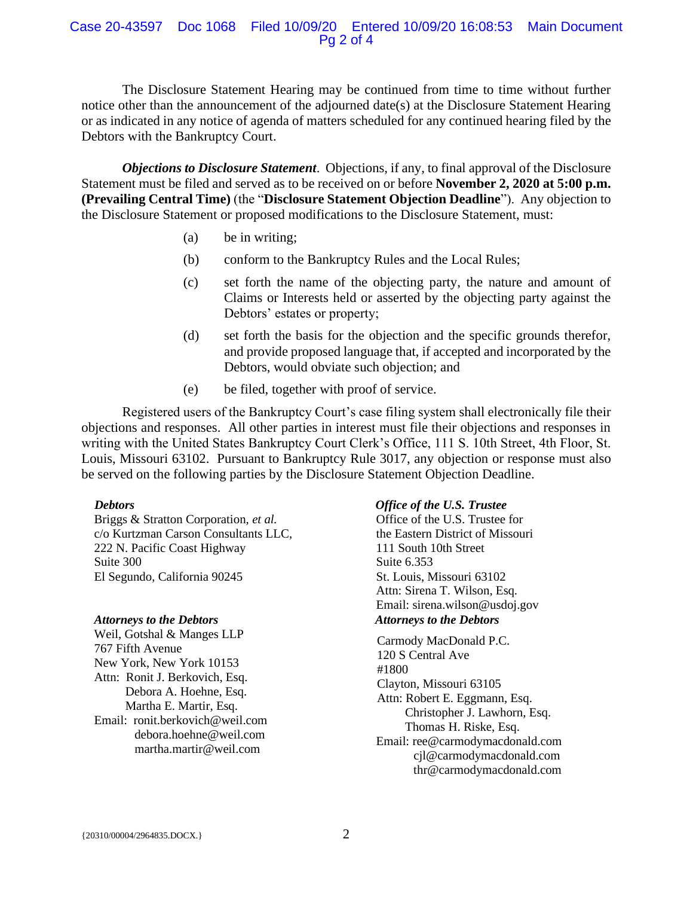The Disclosure Statement Hearing may be continued from time to time without further notice other than the announcement of the adjourned date(s) at the Disclosure Statement Hearing or as indicated in any notice of agenda of matters scheduled for any continued hearing filed by the Debtors with the Bankruptcy Court.

***Objections to Disclosure Statement***. Objections, if any, to final approval of the Disclosure Statement must be filed and served as to be received on or before **November 2, 2020 at 5:00 p.m. (Prevailing Central Time)** (the "**Disclosure Statement Objection Deadline**"). Any objection to the Disclosure Statement or proposed modifications to the Disclosure Statement, must:

(a) be in writing;

(b) conform to the Bankruptcy Rules and the Local Rules;

(c) set forth the name of the objecting party, the nature and amount of Claims or Interests held or asserted by the objecting party against the Debtors' estates or property;

(d) set forth the basis for the objection and the specific grounds therefor, and provide proposed language that, if accepted and incorporated by the Debtors, would obviate such objection; and

(e) be filed, together with proof of service.

Registered users of the Bankruptcy Court's case filing system shall electronically file their objections and responses. All other parties in interest must file their objections and responses in writing with the United States Bankruptcy Court Clerk's Office, 111 S. 10th Street, 4th Floor, St. Louis, Missouri 63102. Pursuant to Bankruptcy Rule 3017, any objection or response must also be served on the following parties by the Disclosure Statement Objection Deadline.

***Debtors***
Briggs & Stratton Corporation, *et al.*
c/o Kurtzman Carson Consultants LLC,
222 N. Pacific Coast Highway
Suite 300
El Segundo, California 90245

***Attorneys to the Debtors***
Weil, Gotshal & Manges LLP
767 Fifth Avenue
New York, New York 10153
Attn: Ronit J. Berkovich, Esq.
Debora A. Hoehne, Esq.
Martha E. Martir, Esq.
Email: ronit.berkovich@weil.com
debora.hoehne@weil.com
martha.martir@weil.com

***Office of the U.S. Trustee***
Office of the U.S. Trustee for
the Eastern District of Missouri
111 South 10th Street
Suite 6.353
St. Louis, Missouri 63102
Attn: Sirena T. Wilson, Esq.
Email: sirena.wilson@usdoj.gov

***Attorneys to the Debtors***
Carmody MacDonald P.C.
120 S Central Ave
#1800
Clayton, Missouri 63105
Attn: Robert E. Eggmann, Esq.
Christopher J. Lawhorn, Esq.
Thomas H. Riske, Esq.
Email: ree@carmodymacdonald.com
cjl@carmodymacdonald.com
thr@carmodymacdonald.com

{20310/00004/2964835.DOCX.}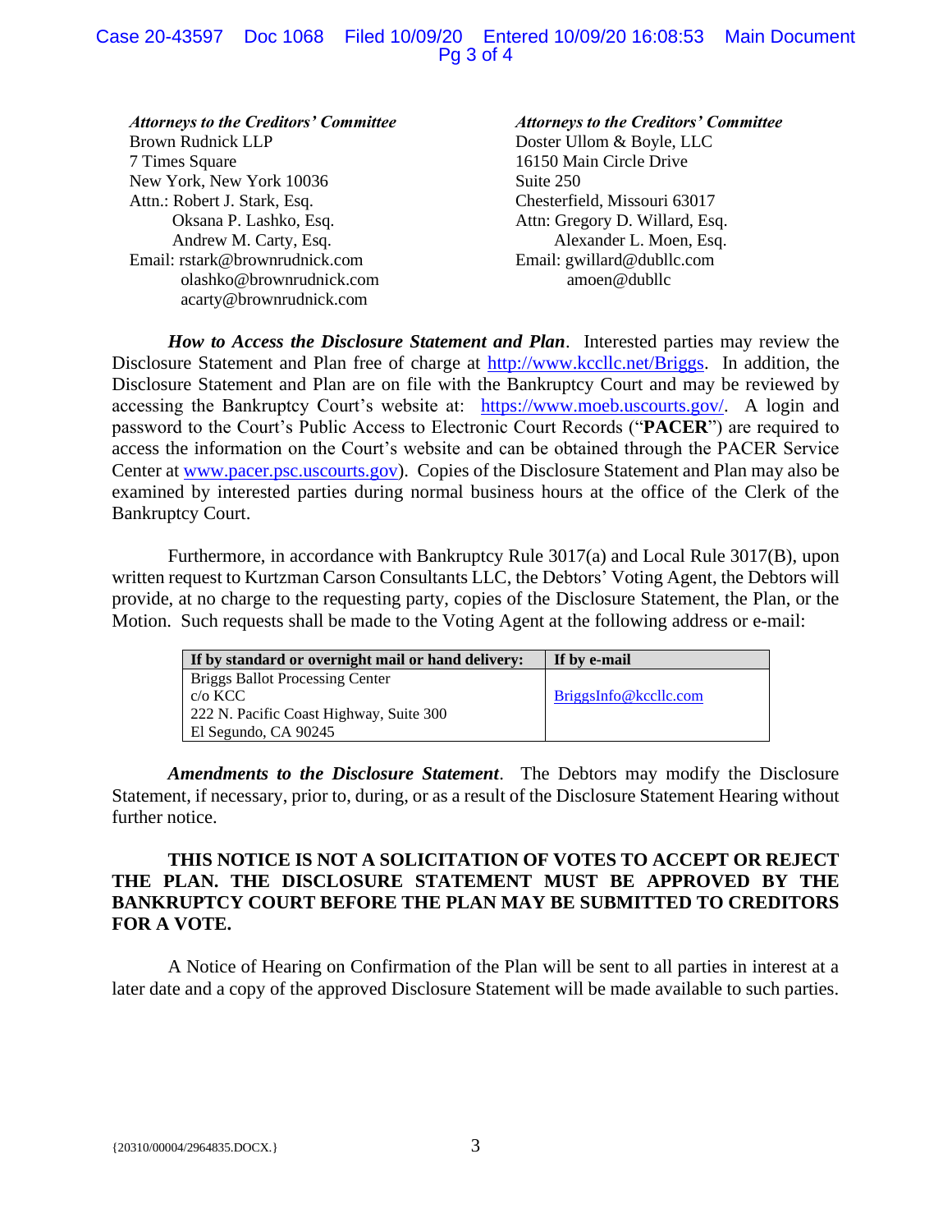*Attorneys to the Creditors' Committee*
Brown Rudnick LLP
7 Times Square
New York, New York 10036
Attn.: Robert J. Stark, Esq.
Oksana P. Lashko, Esq.
Andrew M. Carty, Esq.
Email: rstark@brownrudnick.com
olashko@brownrudnick.com
acarty@brownrudnick.com

*Attorneys to the Creditors' Committee*
Doster Ullom & Boyle, LLC
16150 Main Circle Drive
Suite 250
Chesterfield, Missouri 63017
Attn: Gregory D. Willard, Esq.
Alexander L. Moen, Esq.
Email: gwillard@dubllc.com
amoen@dubllc

***How to Access the Disclosure Statement and Plan***. Interested parties may review the Disclosure Statement and Plan free of charge at http://www.kccllc.net/Briggs. In addition, the Disclosure Statement and Plan are on file with the Bankruptcy Court and may be reviewed by accessing the Bankruptcy Court's website at: https://www.moeb.uscourts.gov/. A login and password to the Court's Public Access to Electronic Court Records ("**PACER**") are required to access the information on the Court's website and can be obtained through the PACER Service Center at www.pacer.psc.uscourts.gov). Copies of the Disclosure Statement and Plan may also be examined by interested parties during normal business hours at the office of the Clerk of the Bankruptcy Court.

Furthermore, in accordance with Bankruptcy Rule 3017(a) and Local Rule 3017(B), upon written request to Kurtzman Carson Consultants LLC, the Debtors' Voting Agent, the Debtors will provide, at no charge to the requesting party, copies of the Disclosure Statement, the Plan, or the Motion. Such requests shall be made to the Voting Agent at the following address or e-mail:

| If by standard or overnight mail or hand delivery: | If by e-mail |
|---|---|
| Briggs Ballot Processing Center<br>c/o KCC<br>222 N. Pacific Coast Highway, Suite 300<br>El Segundo, CA 90245 | BriggsInfo@kccllc.com |

***Amendments to the Disclosure Statement***. The Debtors may modify the Disclosure Statement, if necessary, prior to, during, or as a result of the Disclosure Statement Hearing without further notice.

**THIS NOTICE IS NOT A SOLICITATION OF VOTES TO ACCEPT OR REJECT THE PLAN. THE DISCLOSURE STATEMENT MUST BE APPROVED BY THE BANKRUPTCY COURT BEFORE THE PLAN MAY BE SUBMITTED TO CREDITORS FOR A VOTE.**

A Notice of Hearing on Confirmation of the Plan will be sent to all parties in interest at a later date and a copy of the approved Disclosure Statement will be made available to such parties.

{20310/00004/2964835.DOCX.}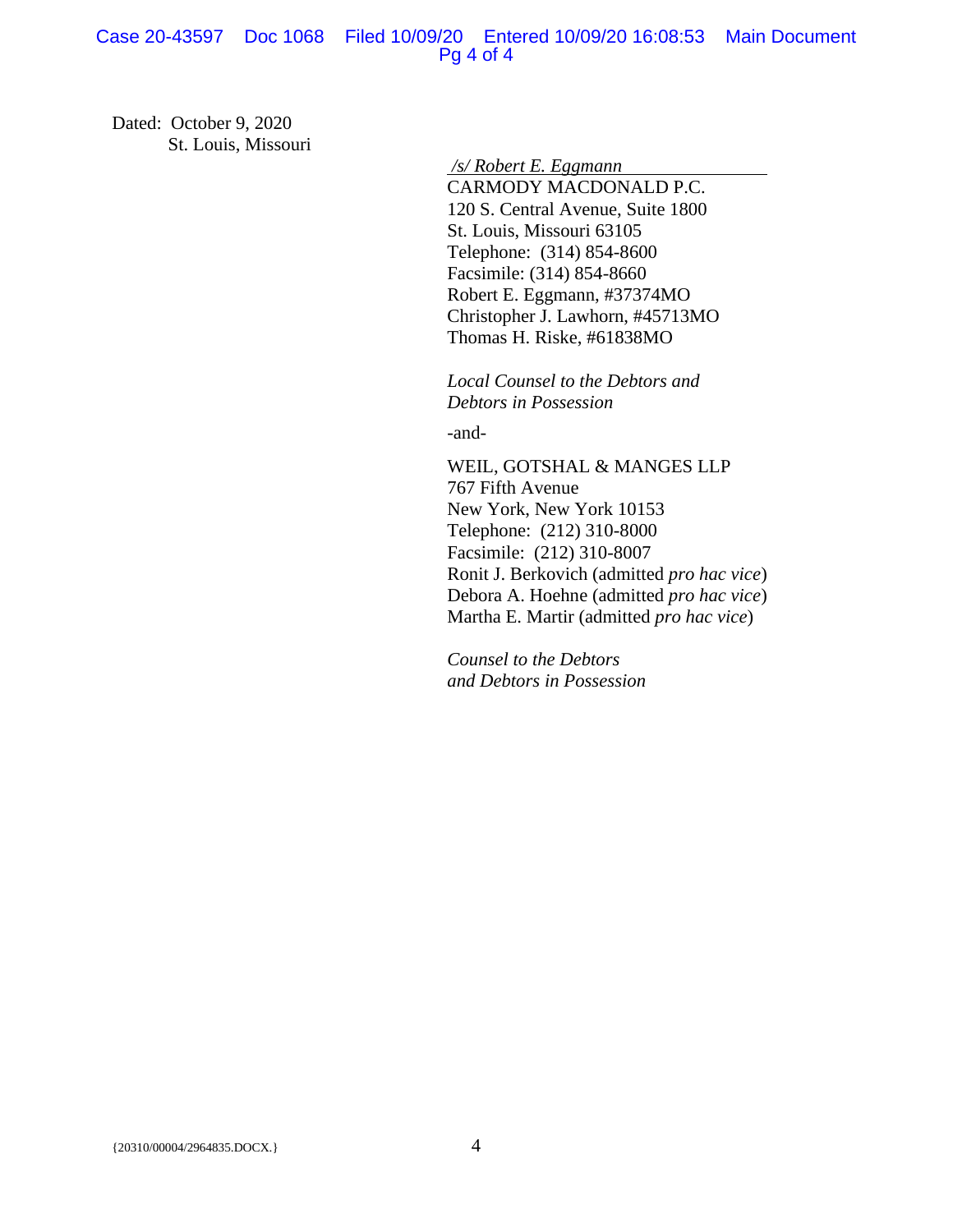Dated: October 9, 2020
St. Louis, Missouri

*/s/ Robert E. Eggmann*
CARMODY MACDONALD P.C.
120 S. Central Avenue, Suite 1800
St. Louis, Missouri 63105
Telephone: (314) 854-8600
Facsimile: (314) 854-8660
Robert E. Eggmann, #37374MO
Christopher J. Lawhorn, #45713MO
Thomas H. Riske, #61838MO

*Local Counsel to the Debtors and Debtors in Possession*

-and-

WEIL, GOTSHAL & MANGES LLP
767 Fifth Avenue
New York, New York 10153
Telephone: (212) 310-8000
Facsimile: (212) 310-8007
Ronit J. Berkovich (admitted *pro hac vice*)
Debora A. Hoehne (admitted *pro hac vice*)
Martha E. Martir (admitted *pro hac vice*)

*Counsel to the Debtors and Debtors in Possession*

{20310/00004/2964835.DOCX.}